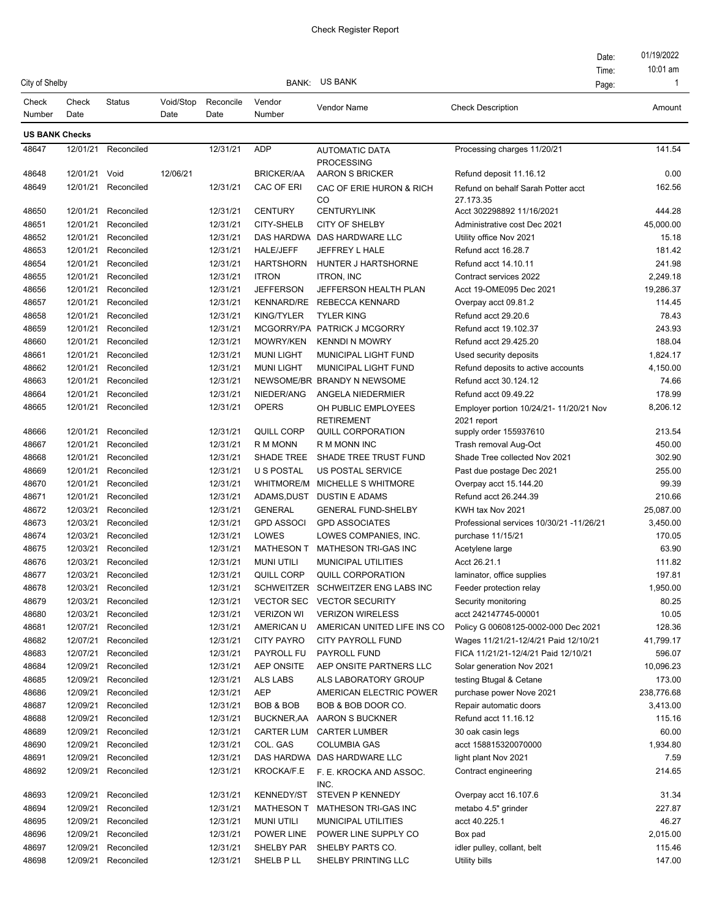# Check Register Report

City of Shelby

BANK: US BANK

Date: 01/19/2022
Time: 10:01 am

| Check Number | Check Date | Status | Void/Stop Date | Reconcile Date | Vendor Number | Vendor Name | Check Description | Amount |
|---|---|---|---|---|---|---|---|---|
| **US BANK Checks** | | | | | | | | |
| 48647 | 12/01/21 | Reconciled | | 12/31/21 | ADP | AUTOMATIC DATA PROCESSING | Processing charges 11/20/21 | 141.54 |
| 48648 | 12/01/21 | Void | 12/06/21 | | BRICKER/AA | AARON S BRICKER | Refund deposit 11.16.12 | 0.00 |
| 48649 | 12/01/21 | Reconciled | | 12/31/21 | CAC OF ERI | CAC OF ERIE HURON & RICH CO | Refund on behalf Sarah Potter acct 27.173.35 | 162.56 |
| 48650 | 12/01/21 | Reconciled | | 12/31/21 | CENTURY | CENTURYLINK | Acct 302298892 11/16/2021 | 444.28 |
| 48651 | 12/01/21 | Reconciled | | 12/31/21 | CITY-SHELB | CITY OF SHELBY | Administrative cost Dec 2021 | 45,000.00 |
| 48652 | 12/01/21 | Reconciled | | 12/31/21 | DAS HARDWA | DAS HARDWARE LLC | Utility office Nov 2021 | 15.18 |
| 48653 | 12/01/21 | Reconciled | | 12/31/21 | HALE/JEFF | JEFFREY L HALE | Refund acct 16.28.7 | 181.42 |
| 48654 | 12/01/21 | Reconciled | | 12/31/21 | HARTSHORN | HUNTER J HARTSHORNE | Refund acct 14.10.11 | 241.98 |
| 48655 | 12/01/21 | Reconciled | | 12/31/21 | ITRON | ITRON, INC | Contract services 2022 | 2,249.18 |
| 48656 | 12/01/21 | Reconciled | | 12/31/21 | JEFFERSON | JEFFERSON HEALTH PLAN | Acct 19-OME095 Dec 2021 | 19,286.37 |
| 48657 | 12/01/21 | Reconciled | | 12/31/21 | KENNARD/RE | REBECCA KENNARD | Overpay acct 09.81.2 | 114.45 |
| 48658 | 12/01/21 | Reconciled | | 12/31/21 | KING/TYLER | TYLER KING | Refund acct 29.20.6 | 78.43 |
| 48659 | 12/01/21 | Reconciled | | 12/31/21 | MCGORRY/PA | PATRICK J MCGORRY | Refund acct 19.102.37 | 243.93 |
| 48660 | 12/01/21 | Reconciled | | 12/31/21 | MOWRY/KEN | KENNDI N MOWRY | Refund acct 29.425.20 | 188.04 |
| 48661 | 12/01/21 | Reconciled | | 12/31/21 | MUNI LIGHT | MUNICIPAL LIGHT FUND | Used security deposits | 1,824.17 |
| 48662 | 12/01/21 | Reconciled | | 12/31/21 | MUNI LIGHT | MUNICIPAL LIGHT FUND | Refund deposits to active accounts | 4,150.00 |
| 48663 | 12/01/21 | Reconciled | | 12/31/21 | NEWSOME/BR | BRANDY N NEWSOME | Refund acct 30.124.12 | 74.66 |
| 48664 | 12/01/21 | Reconciled | | 12/31/21 | NIEDER/ANG | ANGELA NIEDERMIER | Refund acct 09.49.22 | 178.99 |
| 48665 | 12/01/21 | Reconciled | | 12/31/21 | OPERS | OH PUBLIC EMPLOYEES RETIREMENT | Employer portion 10/24/21- 11/20/21 Nov 2021 report | 8,206.12 |
| 48666 | 12/01/21 | Reconciled | | 12/31/21 | QUILL CORP | QUILL CORPORATION | supply order 155937610 | 213.54 |
| 48667 | 12/01/21 | Reconciled | | 12/31/21 | R M MONN | R M MONN INC | Trash removal Aug-Oct | 450.00 |
| 48668 | 12/01/21 | Reconciled | | 12/31/21 | SHADE TREE | SHADE TREE TRUST FUND | Shade Tree collected Nov 2021 | 302.90 |
| 48669 | 12/01/21 | Reconciled | | 12/31/21 | U S POSTAL | US POSTAL SERVICE | Past due postage Dec 2021 | 255.00 |
| 48670 | 12/01/21 | Reconciled | | 12/31/21 | WHITMORE/M | MICHELLE S WHITMORE | Overpay acct 15.144.20 | 99.39 |
| 48671 | 12/01/21 | Reconciled | | 12/31/21 | ADAMS,DUST | DUSTIN E ADAMS | Refund acct 26.244.39 | 210.66 |
| 48672 | 12/03/21 | Reconciled | | 12/31/21 | GENERAL | GENERAL FUND-SHELBY | KWH tax Nov 2021 | 25,087.00 |
| 48673 | 12/03/21 | Reconciled | | 12/31/21 | GPD ASSOCI | GPD ASSOCIATES | Professional services 10/30/21 -11/26/21 | 3,450.00 |
| 48674 | 12/03/21 | Reconciled | | 12/31/21 | LOWES | LOWES COMPANIES, INC. | purchase 11/15/21 | 170.05 |
| 48675 | 12/03/21 | Reconciled | | 12/31/21 | MATHESON T | MATHESON TRI-GAS INC | Acetylene large | 63.90 |
| 48676 | 12/03/21 | Reconciled | | 12/31/21 | MUNI UTILI | MUNICIPAL UTILITIES | Acct 26.21.1 | 111.82 |
| 48677 | 12/03/21 | Reconciled | | 12/31/21 | QUILL CORP | QUILL CORPORATION | laminator, office supplies | 197.81 |
| 48678 | 12/03/21 | Reconciled | | 12/31/21 | SCHWEITZER | SCHWEITZER ENG LABS INC | Feeder protection relay | 1,950.00 |
| 48679 | 12/03/21 | Reconciled | | 12/31/21 | VECTOR SEC | VECTOR SECURITY | Security monitoring | 80.25 |
| 48680 | 12/03/21 | Reconciled | | 12/31/21 | VERIZON WI | VERIZON WIRELESS | acct 242147745-00001 | 10.05 |
| 48681 | 12/07/21 | Reconciled | | 12/31/21 | AMERICAN U | AMERICAN UNITED LIFE INS CO | Policy G 00608125-0002-000 Dec 2021 | 128.36 |
| 48682 | 12/07/21 | Reconciled | | 12/31/21 | CITY PAYRO | CITY PAYROLL FUND | Wages 11/21/21-12/4/21 Paid 12/10/21 | 41,799.17 |
| 48683 | 12/07/21 | Reconciled | | 12/31/21 | PAYROLL FU | PAYROLL FUND | FICA 11/21/21-12/4/21 Paid 12/10/21 | 596.07 |
| 48684 | 12/09/21 | Reconciled | | 12/31/21 | AEP ONSITE | AEP ONSITE PARTNERS LLC | Solar generation Nov 2021 | 10,096.23 |
| 48685 | 12/09/21 | Reconciled | | 12/31/21 | ALS LABS | ALS LABORATORY GROUP | testing Btugal & Cetane | 173.00 |
| 48686 | 12/09/21 | Reconciled | | 12/31/21 | AEP | AMERICAN ELECTRIC POWER | purchase power Nove 2021 | 238,776.68 |
| 48687 | 12/09/21 | Reconciled | | 12/31/21 | BOB & BOB | BOB & BOB DOOR CO. | Repair automatic doors | 3,413.00 |
| 48688 | 12/09/21 | Reconciled | | 12/31/21 | BUCKNER,AA | AARON S BUCKNER | Refund acct 11.16.12 | 115.16 |
| 48689 | 12/09/21 | Reconciled | | 12/31/21 | CARTER LUM | CARTER LUMBER | 30 oak casin legs | 60.00 |
| 48690 | 12/09/21 | Reconciled | | 12/31/21 | COL. GAS | COLUMBIA GAS | acct 158815320070000 | 1,934.80 |
| 48691 | 12/09/21 | Reconciled | | 12/31/21 | DAS HARDWA | DAS HARDWARE LLC | light plant Nov 2021 | 7.59 |
| 48692 | 12/09/21 | Reconciled | | 12/31/21 | KROCKA/F.E | F. E. KROCKA AND ASSOC. INC. | Contract engineering | 214.65 |
| 48693 | 12/09/21 | Reconciled | | 12/31/21 | KENNEDY/ST | STEVEN P KENNEDY | Overpay acct 16.107.6 | 31.34 |
| 48694 | 12/09/21 | Reconciled | | 12/31/21 | MATHESON T | MATHESON TRI-GAS INC | metabo 4.5" grinder | 227.87 |
| 48695 | 12/09/21 | Reconciled | | 12/31/21 | MUNI UTILI | MUNICIPAL UTILITIES | acct 40.225.1 | 46.27 |
| 48696 | 12/09/21 | Reconciled | | 12/31/21 | POWER LINE | POWER LINE SUPPLY CO | Box pad | 2,015.00 |
| 48697 | 12/09/21 | Reconciled | | 12/31/21 | SHELBY PAR | SHELBY PARTS CO. | idler pulley, collant, belt | 115.46 |
| 48698 | 12/09/21 | Reconciled | | 12/31/21 | SHELB P LL | SHELBY PRINTING LLC | Utility bills | 147.00 |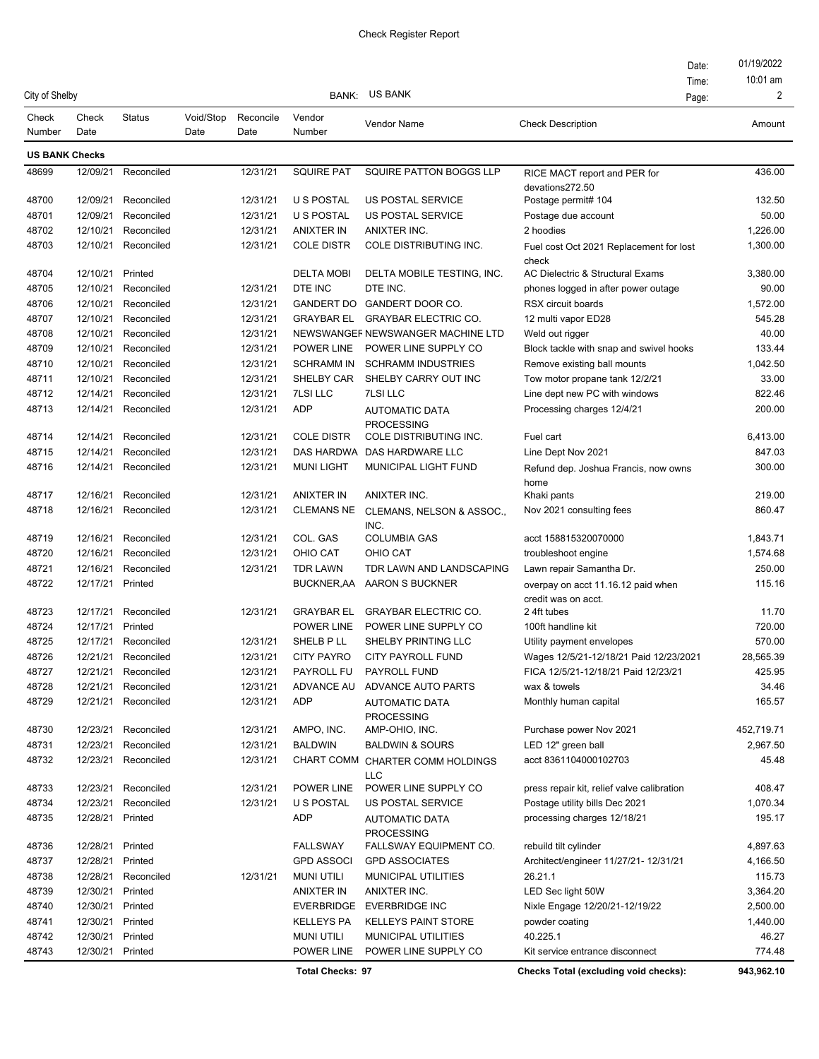# Check Register Report

City of Shelby

BANK: US BANK

Date: 01/19/2022
Time: 10:01 am

| Check Number | Check Date | Status | Void/Stop Date | Reconcile Date | Vendor Number | Vendor Name | Check Description | Amount |
|---|---|---|---|---|---|---|---|---|
| **US BANK Checks** | | | | | | | | |
| 48699 | 12/09/21 | Reconciled | | 12/31/21 | SQUIRE PAT | SQUIRE PATTON BOGGS LLP | RICE MACT report and PER for devations272.50 | 436.00 |
| 48700 | 12/09/21 | Reconciled | | 12/31/21 | U S POSTAL | US POSTAL SERVICE | Postage permit# 104 | 132.50 |
| 48701 | 12/09/21 | Reconciled | | 12/31/21 | U S POSTAL | US POSTAL SERVICE | Postage due account | 50.00 |
| 48702 | 12/10/21 | Reconciled | | 12/31/21 | ANIXTER IN | ANIXTER INC. | 2 hoodies | 1,226.00 |
| 48703 | 12/10/21 | Reconciled | | 12/31/21 | COLE DISTR | COLE DISTRIBUTING INC. | Fuel cost Oct 2021 Replacement for lost check | 1,300.00 |
| 48704 | 12/10/21 | Printed | | | DELTA MOBI | DELTA MOBILE TESTING, INC. | AC Dielectric & Structural Exams | 3,380.00 |
| 48705 | 12/10/21 | Reconciled | | 12/31/21 | DTE INC | DTE INC. | phones logged in after power outage | 90.00 |
| 48706 | 12/10/21 | Reconciled | | 12/31/21 | GANDERT DO | GANDERT DOOR CO. | RSX circuit boards | 1,572.00 |
| 48707 | 12/10/21 | Reconciled | | 12/31/21 | GRAYBAR EL | GRAYBAR ELECTRIC CO. | 12 multi vapor ED28 | 545.28 |
| 48708 | 12/10/21 | Reconciled | | 12/31/21 | NEWSWANGEF | NEWSWANGER MACHINE LTD | Weld out rigger | 40.00 |
| 48709 | 12/10/21 | Reconciled | | 12/31/21 | POWER LINE | POWER LINE SUPPLY CO | Block tackle with snap and swivel hooks | 133.44 |
| 48710 | 12/10/21 | Reconciled | | 12/31/21 | SCHRAMM IN | SCHRAMM INDUSTRIES | Remove existing ball mounts | 1,042.50 |
| 48711 | 12/10/21 | Reconciled | | 12/31/21 | SHELBY CAR | SHELBY CARRY OUT INC | Tow motor propane tank 12/2/21 | 33.00 |
| 48712 | 12/14/21 | Reconciled | | 12/31/21 | 7LSI LLC | 7LSI LLC | Line dept new PC with windows | 822.46 |
| 48713 | 12/14/21 | Reconciled | | 12/31/21 | ADP | AUTOMATIC DATA PROCESSING | Processing charges 12/4/21 | 200.00 |
| 48714 | 12/14/21 | Reconciled | | 12/31/21 | COLE DISTR | COLE DISTRIBUTING INC. | Fuel cart | 6,413.00 |
| 48715 | 12/14/21 | Reconciled | | 12/31/21 | DAS HARDWA | DAS HARDWARE LLC | Line Dept Nov 2021 | 847.03 |
| 48716 | 12/14/21 | Reconciled | | 12/31/21 | MUNI LIGHT | MUNICIPAL LIGHT FUND | Refund dep. Joshua Francis, now owns home | 300.00 |
| 48717 | 12/16/21 | Reconciled | | 12/31/21 | ANIXTER IN | ANIXTER INC. | Khaki pants | 219.00 |
| 48718 | 12/16/21 | Reconciled | | 12/31/21 | CLEMANS NE | CLEMANS, NELSON & ASSOC., INC. | Nov 2021 consulting fees | 860.47 |
| 48719 | 12/16/21 | Reconciled | | 12/31/21 | COL. GAS | COLUMBIA GAS | acct 158815320070000 | 1,843.71 |
| 48720 | 12/16/21 | Reconciled | | 12/31/21 | OHIO CAT | OHIO CAT | troubleshoot engine | 1,574.68 |
| 48721 | 12/16/21 | Reconciled | | 12/31/21 | TDR LAWN | TDR LAWN AND LANDSCAPING | Lawn repair Samantha Dr. | 250.00 |
| 48722 | 12/17/21 | Printed | | | BUCKNER,AA | AARON S BUCKNER | overpay on acct 11.16.12 paid when credit was on acct. | 115.16 |
| 48723 | 12/17/21 | Reconciled | | 12/31/21 | GRAYBAR EL | GRAYBAR ELECTRIC CO. | 2 4ft tubes | 11.70 |
| 48724 | 12/17/21 | Printed | | | POWER LINE | POWER LINE SUPPLY CO | 100ft handline kit | 720.00 |
| 48725 | 12/17/21 | Reconciled | | 12/31/21 | SHELB P LL | SHELBY PRINTING LLC | Utility payment envelopes | 570.00 |
| 48726 | 12/21/21 | Reconciled | | 12/31/21 | CITY PAYRO | CITY PAYROLL FUND | Wages 12/5/21-12/18/21 Paid 12/23/2021 | 28,565.39 |
| 48727 | 12/21/21 | Reconciled | | 12/31/21 | PAYROLL FU | PAYROLL FUND | FICA 12/5/21-12/18/21 Paid 12/23/21 | 425.95 |
| 48728 | 12/21/21 | Reconciled | | 12/31/21 | ADVANCE AU | ADVANCE AUTO PARTS | wax & towels | 34.46 |
| 48729 | 12/21/21 | Reconciled | | 12/31/21 | ADP | AUTOMATIC DATA PROCESSING | Monthly human capital | 165.57 |
| 48730 | 12/23/21 | Reconciled | | 12/31/21 | AMPO, INC. | AMP-OHIO, INC. | Purchase power Nov 2021 | 452,719.71 |
| 48731 | 12/23/21 | Reconciled | | 12/31/21 | BALDWIN | BALDWIN & SOURS | LED 12" green ball | 2,967.50 |
| 48732 | 12/23/21 | Reconciled | | 12/31/21 | CHART COMM | CHARTER COMM HOLDINGS LLC | acct 8361104000102703 | 45.48 |
| 48733 | 12/23/21 | Reconciled | | 12/31/21 | POWER LINE | POWER LINE SUPPLY CO | press repair kit, relief valve calibration | 408.47 |
| 48734 | 12/23/21 | Reconciled | | 12/31/21 | U S POSTAL | US POSTAL SERVICE | Postage utility bills Dec 2021 | 1,070.34 |
| 48735 | 12/28/21 | Printed | | | ADP | AUTOMATIC DATA PROCESSING | processing charges 12/18/21 | 195.17 |
| 48736 | 12/28/21 | Printed | | | FALLSWAY | FALLSWAY EQUIPMENT CO. | rebuild tilt cylinder | 4,897.63 |
| 48737 | 12/28/21 | Printed | | | GPD ASSOCI | GPD ASSOCIATES | Architect/engineer 11/27/21- 12/31/21 | 4,166.50 |
| 48738 | 12/28/21 | Reconciled | | 12/31/21 | MUNI UTILI | MUNICIPAL UTILITIES | 26.21.1 | 115.73 |
| 48739 | 12/30/21 | Printed | | | ANIXTER IN | ANIXTER INC. | LED Sec light 50W | 3,364.20 |
| 48740 | 12/30/21 | Printed | | | EVERBRIDGE | EVERBRIDGE INC | Nixle Engage 12/20/21-12/19/22 | 2,500.00 |
| 48741 | 12/30/21 | Printed | | | KELLEYS PA | KELLEYS PAINT STORE | powder coating | 1,440.00 |
| 48742 | 12/30/21 | Printed | | | MUNI UTILI | MUNICIPAL UTILITIES | 40.225.1 | 46.27 |
| 48743 | 12/30/21 | Printed | | | POWER LINE | POWER LINE SUPPLY CO | Kit service entrance disconnect | 774.48 |
| | | | | | **Total Checks: 97** | | **Checks Total (excluding void checks):** | **943,962.10** |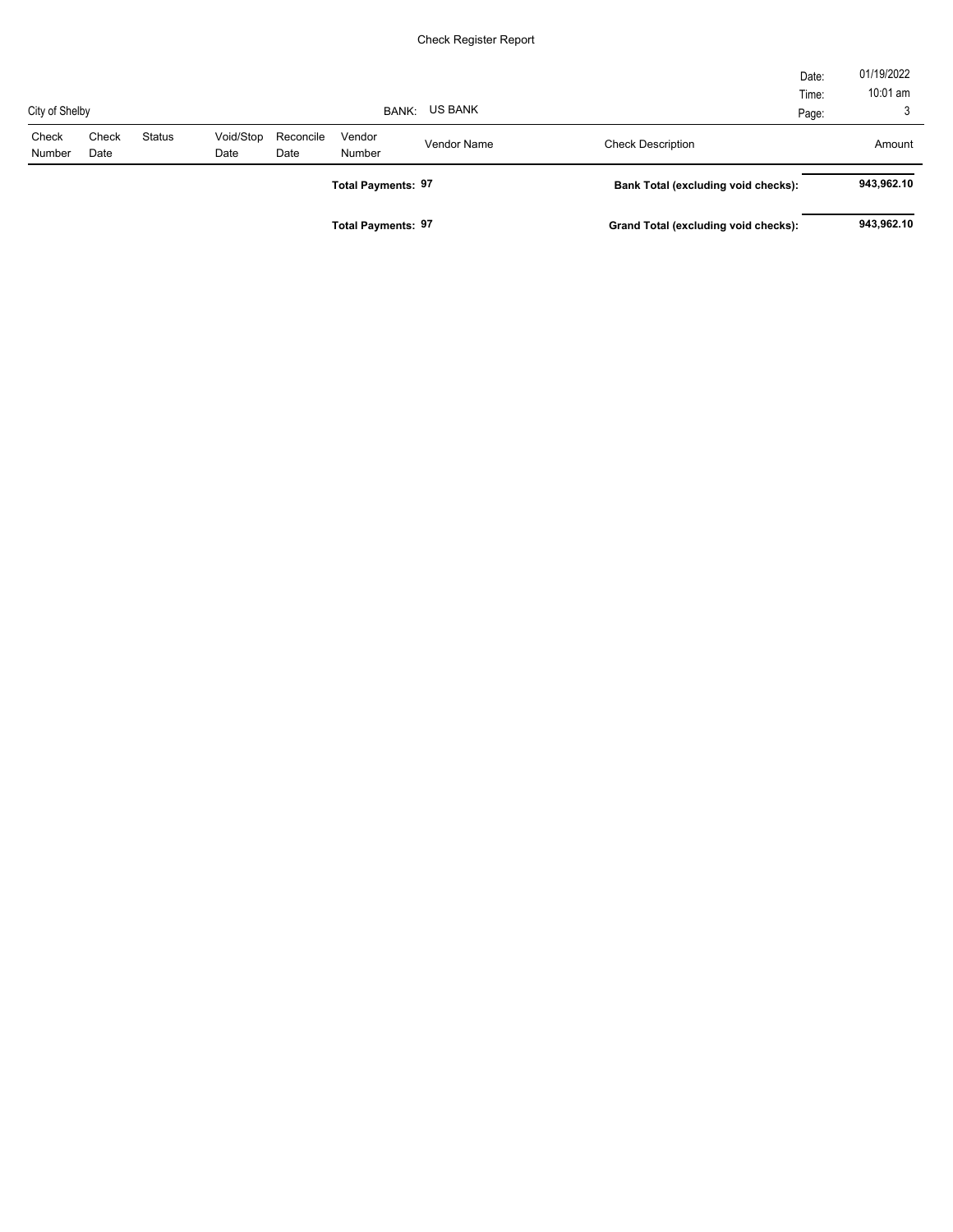Check Register Report

City of Shelby

BANK: US BANK

| Check Number | Check Date | Status | Void/Stop Date | Reconcile Date | Vendor Number | Vendor Name | Check Description | Amount |
|---|---|---|---|---|---|---|---|---|
| | | | | | **Total Payments: 97** | | **Bank Total (excluding void checks):** | **943,962.10** |
| | | | | | **Total Payments: 97** | | **Grand Total (excluding void checks):** | **943,962.10** |